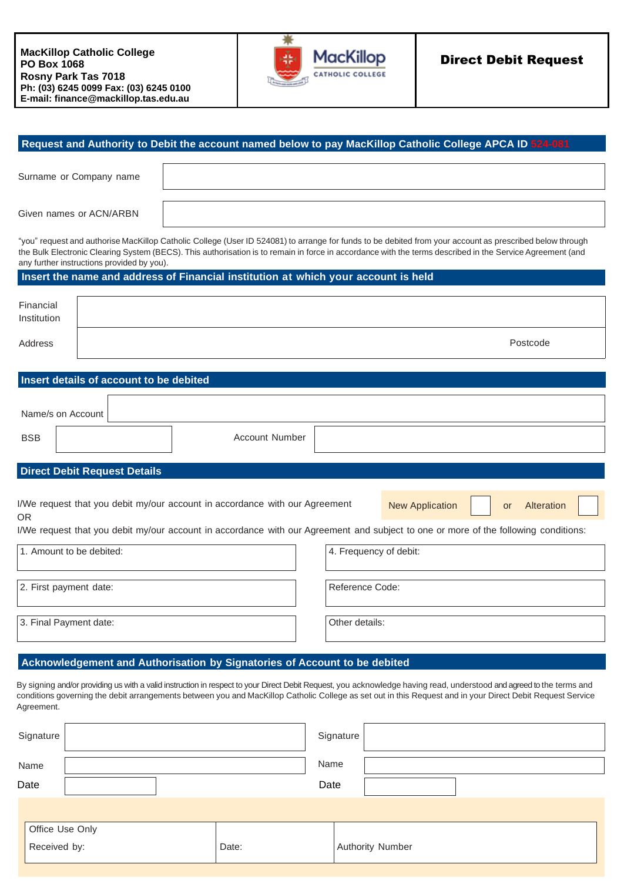**MacKillop Catholic College**
**PO Box 1068**
**Rosny Park Tas 7018**
**Ph: (03) 6245 0099 Fax: (03) 6245 0100**
**E-mail: finance@mackillop.tas.edu.au**

MacKillop CATHOLIC COLLEGE

# Direct Debit Request

## Request and Authority to Debit the account named below to pay MacKillop Catholic College APCA ID 524-081

| | |
|---|---|
| Surname or Company name | |
| Given names or ACN/ARBN | |

"you" request and authorise MacKillop Catholic College (User ID 524081) to arrange for funds to be debited from your account as prescribed below through the Bulk Electronic Clearing System (BECS). This authorisation is to remain in force in accordance with the terms described in the Service Agreement (and any further instructions provided by you).

## Insert the name and address of Financial institution at which your account is held

| | |
|---|---|
| Financial Institution | |
| Address | Postcode |

## Insert details of account to be debited

| | | | |
|---|---|---|---|
| Name/s on Account | | | |
| BSB | | Account Number | |

## Direct Debit Request Details

I/We request that you debit my/our account in accordance with our Agreement

New Application ☐ or Alteration ☐

OR

I/We request that you debit my/our account in accordance with our Agreement and subject to one or more of the following conditions:

| | |
|---|---|
| 1. Amount to be debited: | 4. Frequency of debit: |
| 2. First payment date: | Reference Code: |
| 3. Final Payment date: | Other details: |

## Acknowledgement and Authorisation by Signatories of Account to be debited

By signing and/or providing us with a valid instruction in respect to your Direct Debit Request, you acknowledge having read, understood and agreed to the terms and conditions governing the debit arrangements between you and MacKillop Catholic College as set out in this Request and in your Direct Debit Request Service Agreement.

| | | | |
|---|---|---|---|
| Signature | | Signature | |
| Name | | Name | |
| Date | | Date | |

| Office Use Only<br>Received by: | Date: | Authority Number |
|---|---|---|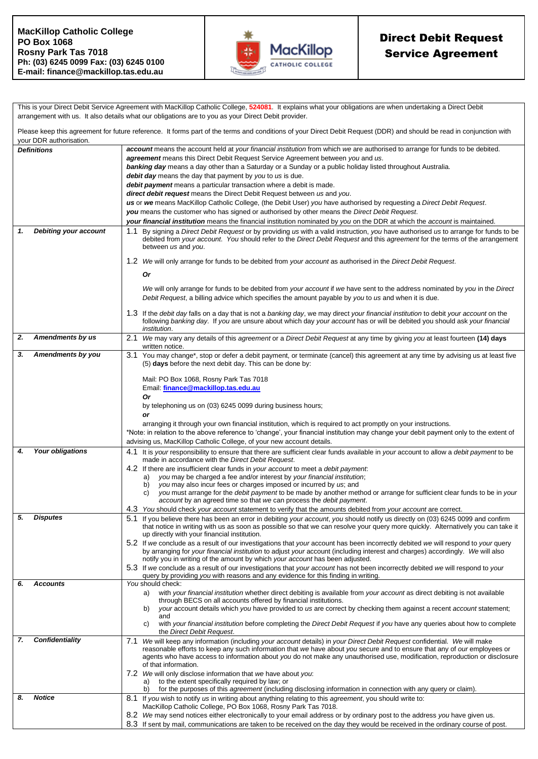**MacKillop Catholic College**
**PO Box 1068**
**Rosny Park Tas 7018**
**Ph: (03) 6245 0099 Fax: (03) 6245 0100**
**E-mail: finance@mackillop.tas.edu.au**

# Direct Debit Request Service Agreement

This is your Direct Debit Service Agreement with MacKillop Catholic College, 524081. It explains what your obligations are when undertaking a Direct Debit arrangement with us. It also details what our obligations are to you as your Direct Debit provider.

Please keep this agreement for future reference. It forms part of the terms and conditions of your Direct Debit Request (DDR) and should be read in conjunction with your DDR authorisation.

## Definitions

***account*** means the account held at *your financial institution* from which *we* are authorised to arrange for funds to be debited.
***agreement*** means this Direct Debit Request Service Agreement between *you* and *us*.
***banking day*** means a day other than a Saturday or a Sunday or a public holiday listed throughout Australia.
***debit day*** means the day that payment by *you* to *us* is due.
***debit payment*** means a particular transaction where a debit is made.
***direct debit request*** means the Direct Debit Request between *us* and *you*.
***us*** or ***we*** means MacKillop Catholic College, (the Debit User) *you* have authorised by requesting a *Direct Debit Request*.
***you*** means the customer who has signed or authorised by other means the *Direct Debit Request*.
***your financial institution*** means the financial institution nominated by *you* on the DDR at which the *account* is maintained.

## 1. Debiting your account

1.1 By signing a *Direct Debit Request* or by providing *us* with a valid instruction, *you* have authorised *us* to arrange for funds to be debited from *your account*. *You* should refer to the *Direct Debit Request* and this *agreement* for the terms of the arrangement between *us* and *you*.

1.2 *We* will only arrange for funds to be debited from *your account* as authorised in the *Direct Debit Request*.

***Or***

*We* will only arrange for funds to be debited from *your account* if *we* have sent to the address nominated by *you* in the *Direct Debit Request*, a billing advice which specifies the amount payable by *you* to *us* and when it is due.

1.3 If the *debit day* falls on a day that is not a *banking day*, we may direct *your financial institution* to debit *your account* on the following *banking day*. If *you* are unsure about which day *your account* has or will be debited you should ask *your financial institution*.

## 2. Amendments by us

2.1 *We* may vary any details of this *agreement* or a *Direct Debit Request* at any time by giving *you* at least fourteen **(14) days** written notice.

## 3. Amendments by you

3.1 You may change*, stop or defer a debit payment, or terminate (cancel) this agreement at any time by advising us at least five (5) **days** before the next debit day. This can be done by:

Mail: PO Box 1068, Rosny Park Tas 7018
Email: **finance@mackillop.tas.edu.au**
***Or***
by telephoning us on (03) 6245 0099 during business hours;
***or***
arranging it through your own financial institution, which is required to act promptly on your instructions.

*Note: in relation to the above reference to 'change', your financial institution may change your debit payment only to the extent of advising us, MacKillop Catholic College, of your new account details.

## 4. Your obligations

4.1 It is *your* responsibility to ensure that there are sufficient clear funds available in *your* account to allow a *debit payment* to be made in accordance with the *Direct Debit Request*.

4.2 If there are insufficient clear funds in *your account* to meet a *debit payment*:
   a) *you* may be charged a fee and/or interest by *your financial institution*;
   b) *you* may also incur fees or charges imposed or incurred by *us*; and
   c) *you* must arrange for the *debit payment* to be made by another method or arrange for sufficient clear funds to be in *your account* by an agreed time so that *we* can process the *debit payment*.

4.3 *You* should check *your account* statement to verify that the amounts debited from *your account* are correct.

## 5. Disputes

5.1 If you believe there has been an error in debiting *your account*, *you* should notify us directly on (03) 6245 0099 and confirm that notice in writing with us as soon as possible so that we can resolve your query more quickly. Alternatively you can take it up directly with your financial institution.

5.2 If *we* conclude as a result of our investigations that *your* account has been incorrectly debited *we* will respond to *your* query by arranging for *your financial institution* to adjust *your* account (including interest and charges) accordingly. *We* will also notify you in writing of the amount by which *your account* has been adjusted.

5.3 If *we* conclude as a result of our investigations that *your account* has not been incorrectly debited *we* will respond to *your* query by providing *you* with reasons and any evidence for this finding in writing.

## 6. Accounts

*You* should check:
   a) with *your financial institution* whether direct debiting is available from *your account* as direct debiting is not available through BECS on all accounts offered by financial institutions.
   b) *your* account details which *you* have provided to *us* are correct by checking them against a recent *account* statement; and
   c) with *your financial institution* before completing the *Direct Debit Request* if *you* have any queries about how to complete the *Direct Debit Request*.

## 7. Confidentiality

7.1 *We* will keep any information (including *your account* details) in *your Direct Debit Request* confidential. *We* will make reasonable efforts to keep any such information that *we* have about *you* secure and to ensure that any of *our* employees or agents who have access to information about *you* do not make any unauthorised use, modification, reproduction or disclosure of that information.

7.2 *We* will only disclose information that *we* have about *you*:
   a) to the extent specifically required by law; or
   b) for the purposes of this *agreement* (including disclosing information in connection with any query or claim).

## 8. Notice

8.1 If *you* wish to notify *us* in writing about anything relating to this *agreement*, you should write to:
MacKillop Catholic College, PO Box 1068, Rosny Park Tas 7018.

8.2 *We* may send notices either electronically to your email address or by ordinary post to the address *you* have given us.

8.3 If sent by mail, communications are taken to be received on the day they would be received in the ordinary course of post.